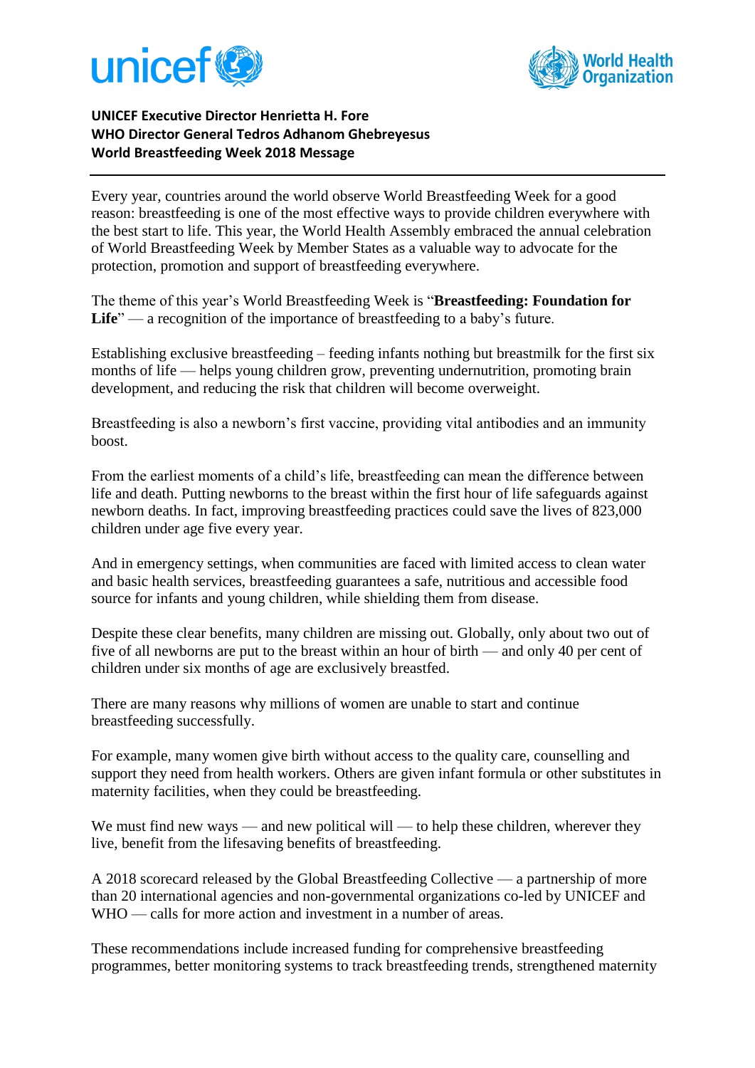**UNICEF Executive Director Henrietta H. Fore**
**WHO Director General Tedros Adhanom Ghebreyesus**
**World Breastfeeding Week 2018 Message**

---

Every year, countries around the world observe World Breastfeeding Week for a good reason: breastfeeding is one of the most effective ways to provide children everywhere with the best start to life. This year, the World Health Assembly embraced the annual celebration of World Breastfeeding Week by Member States as a valuable way to advocate for the protection, promotion and support of breastfeeding everywhere.

The theme of this year's World Breastfeeding Week is "**Breastfeeding: Foundation for Life**" — a recognition of the importance of breastfeeding to a baby's future.

Establishing exclusive breastfeeding – feeding infants nothing but breastmilk for the first six months of life — helps young children grow, preventing undernutrition, promoting brain development, and reducing the risk that children will become overweight.

Breastfeeding is also a newborn's first vaccine, providing vital antibodies and an immunity boost.

From the earliest moments of a child's life, breastfeeding can mean the difference between life and death. Putting newborns to the breast within the first hour of life safeguards against newborn deaths. In fact, improving breastfeeding practices could save the lives of 823,000 children under age five every year.

And in emergency settings, when communities are faced with limited access to clean water and basic health services, breastfeeding guarantees a safe, nutritious and accessible food source for infants and young children, while shielding them from disease.

Despite these clear benefits, many children are missing out. Globally, only about two out of five of all newborns are put to the breast within an hour of birth — and only 40 per cent of children under six months of age are exclusively breastfed.

There are many reasons why millions of women are unable to start and continue breastfeeding successfully.

For example, many women give birth without access to the quality care, counselling and support they need from health workers. Others are given infant formula or other substitutes in maternity facilities, when they could be breastfeeding.

We must find new ways — and new political will — to help these children, wherever they live, benefit from the lifesaving benefits of breastfeeding.

A 2018 scorecard released by the Global Breastfeeding Collective — a partnership of more than 20 international agencies and non-governmental organizations co-led by UNICEF and WHO — calls for more action and investment in a number of areas.

These recommendations include increased funding for comprehensive breastfeeding programmes, better monitoring systems to track breastfeeding trends, strengthened maternity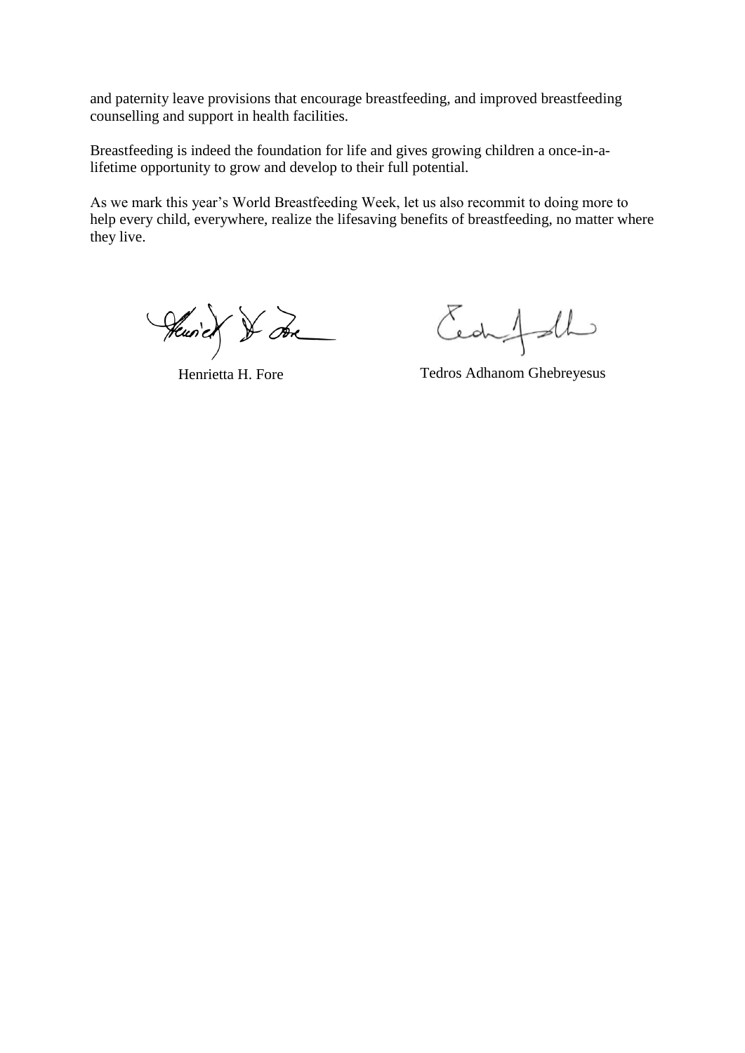and paternity leave provisions that encourage breastfeeding, and improved breastfeeding counselling and support in health facilities.

Breastfeeding is indeed the foundation for life and gives growing children a once-in-a-lifetime opportunity to grow and develop to their full potential.

As we mark this year's World Breastfeeding Week, let us also recommit to doing more to help every child, everywhere, realize the lifesaving benefits of breastfeeding, no matter where they live.

Henrietta H. Fore

Tedros Adhanom Ghebreyesus